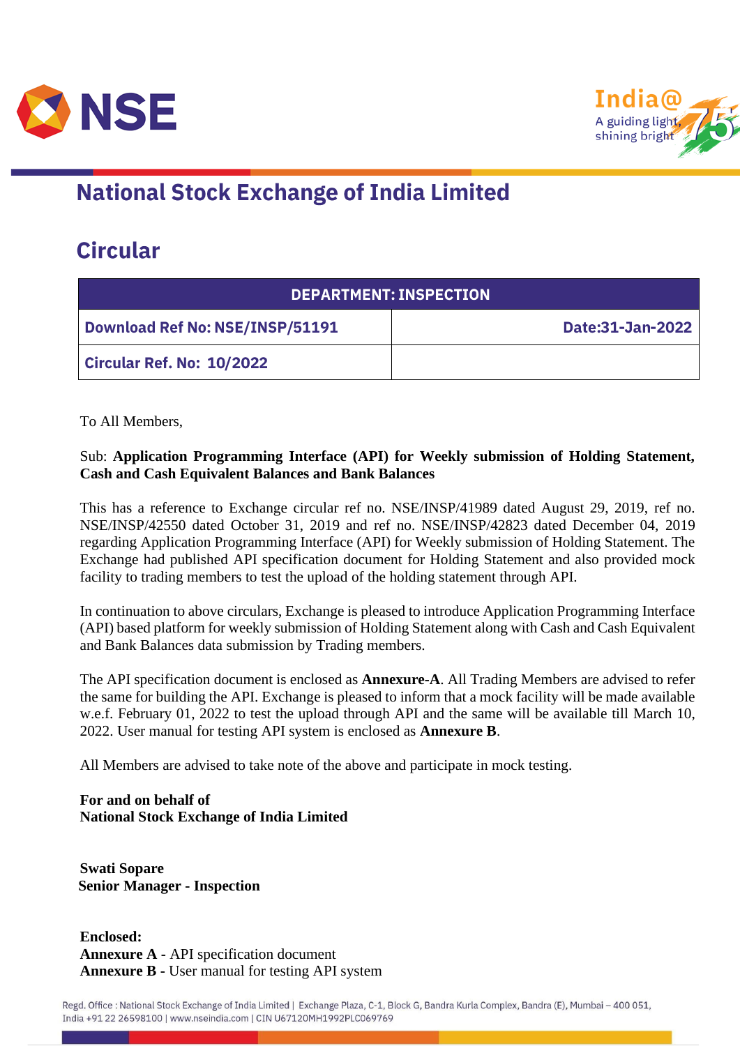# National Stock Exchange of India Limited

## Circular

| DEPARTMENT: INSPECTION | |
|---|---|
| Download Ref No: NSE/INSP/51191 | Date:31-Jan-2022 |
| Circular Ref. No: 10/2022 | |

To All Members,

Sub: **Application Programming Interface (API) for Weekly submission of Holding Statement, Cash and Cash Equivalent Balances and Bank Balances**

This has a reference to Exchange circular ref no. NSE/INSP/41989 dated August 29, 2019, ref no. NSE/INSP/42550 dated October 31, 2019 and ref no. NSE/INSP/42823 dated December 04, 2019 regarding Application Programming Interface (API) for Weekly submission of Holding Statement. The Exchange had published API specification document for Holding Statement and also provided mock facility to trading members to test the upload of the holding statement through API.

In continuation to above circulars, Exchange is pleased to introduce Application Programming Interface (API) based platform for weekly submission of Holding Statement along with Cash and Cash Equivalent and Bank Balances data submission by Trading members.

The API specification document is enclosed as **Annexure-A**. All Trading Members are advised to refer the same for building the API. Exchange is pleased to inform that a mock facility will be made available w.e.f. February 01, 2022 to test the upload through API and the same will be available till March 10, 2022. User manual for testing API system is enclosed as **Annexure B**.

All Members are advised to take note of the above and participate in mock testing.

**For and on behalf of**
**National Stock Exchange of India Limited**

**Swati Sopare**
**Senior Manager - Inspection**

**Enclosed:**
**Annexure A** - API specification document
**Annexure B** - User manual for testing API system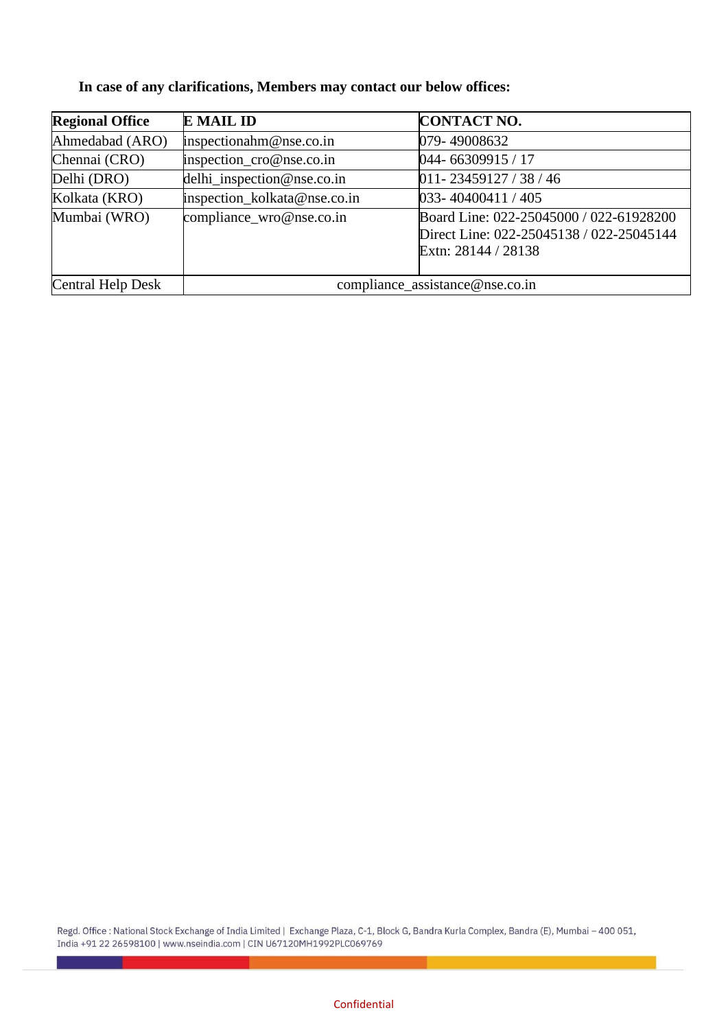**In case of any clarifications, Members may contact our below offices:**

| **Regional Office** | **E MAIL ID** | **CONTACT NO.** |
|---|---|---|
| Ahmedabad (ARO) | inspectionahm@nse.co.in | 079- 49008632 |
| Chennai (CRO) | inspection_cro@nse.co.in | 044- 66309915 / 17 |
| Delhi (DRO) | delhi_inspection@nse.co.in | 011- 23459127 / 38 / 46 |
| Kolkata (KRO) | inspection_kolkata@nse.co.in | 033- 40400411 / 405 |
| Mumbai (WRO) | compliance_wro@nse.co.in | Board Line: 022-25045000 / 022-61928200<br>Direct Line: 022-25045138 / 022-25045144<br>Extn: 28144 / 28138 |
| Central Help Desk | compliance_assistance@nse.co.in | |